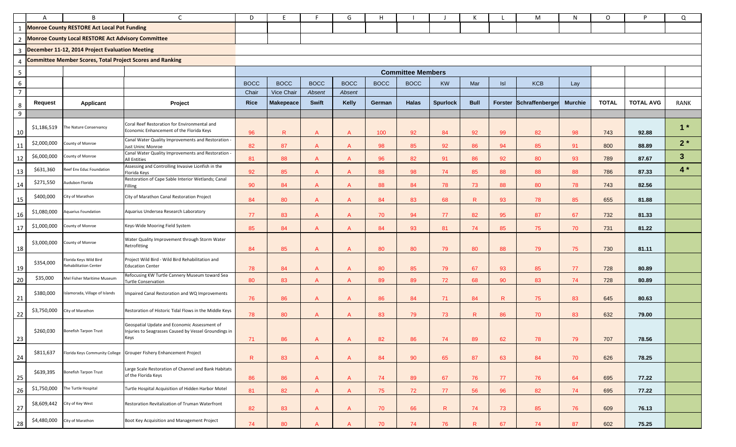**Monroe County RESTORE Act Local Pot Funding**

**Monroe County Local RESTORE Act Advisory Committee**

**December 11-12, 2014 Project Evaluation Meeting**

**Committee Member Scores, Total Project Scores and Ranking**

| | | | Committee Members | | | | | | | | | | | | | |
|---|---|---|---|---|---|---|---|---|---|---|---|---|---|---|---|---|
| | | | BOCC | BOCC | BOCC | BOCC | BOCC | BOCC | KW | Mar | Isl | KCB | Lay | | | |
| | | | Chair | Vice Chair | *Absent* | *Absent* | | | | | | | | | | |
| **Request** | **Applicant** | **Project** | **Rice** | **Makepeace** | **Swift** | **Kelly** | **German** | **Halas** | **Spurlock** | **Bull** | **Forster** | **Schraffenberger** | **Murchie** | **TOTAL** | **TOTAL AVG** | RANK |
| $1,186,519 | The Nature Conservancy | Coral Reef Restoration for Environmental and Economic Enhancement of the Florida Keys | 96 | R | A | A | 100 | 92 | 84 | 92 | 99 | 82 | 98 | 743 | 92.88 | 1 * |
| $2,000,000 | County of Monroe | Canal Water Quality Improvements and Restoration - Just Uninc Monroe | 82 | 87 | A | A | 98 | 85 | 92 | 86 | 94 | 85 | 91 | 800 | 88.89 | 2 * |
| $6,000,000 | County of Monroe | Canal Water Quality Improvements and Restoration - All Entities | 81 | 88 | A | A | 96 | 82 | 91 | 86 | 92 | 80 | 93 | 789 | 87.67 | 3 |
| $631,360 | Reef Env Educ Foundation | Assessing and Controlling Invasive Lionfish in the Florida Keys | 92 | 85 | A | A | 88 | 98 | 74 | 85 | 88 | 88 | 88 | 786 | 87.33 | 4 * |
| $271,550 | Audubon Florida | Restoration of Cape Sable Interior Wetlands; Canal Filling | 90 | 84 | A | A | 88 | 84 | 78 | 73 | 88 | 80 | 78 | 743 | 82.56 | |
| $400,000 | City of Marathon | City of Marathon Canal Restoration Project | 84 | 80 | A | A | 84 | 83 | 68 | R | 93 | 78 | 85 | 655 | 81.88 | |
| $1,080,000 | Aquarius Foundation | Aquarius Undersea Research Laboratory | 77 | 83 | A | A | 70 | 94 | 77 | 82 | 95 | 87 | 67 | 732 | 81.33 | |
| $1,000,000 | County of Monroe | Keys-Wide Mooring Field System | 85 | 84 | A | A | 84 | 93 | 81 | 74 | 85 | 75 | 70 | 731 | 81.22 | |
| $3,000,000 | County of Monroe | Water Quality Improvement through Storm Water Retrofitting | 84 | 85 | A | A | 80 | 80 | 79 | 80 | 88 | 79 | 75 | 730 | 81.11 | |
| $354,000 | Florida Keys Wild Bird Rehabilitation Center | Project Wild Bird - Wild Bird Rehabilitation and Education Center | 78 | 84 | A | A | 80 | 85 | 79 | 67 | 93 | 85 | 77 | 728 | 80.89 | |
| $35,000 | Mel Fisher Maritime Museum | Refocusing KW Turtle Cannery Museum toward Sea Turtle Conservation | 80 | 83 | A | A | 89 | 89 | 72 | 68 | 90 | 83 | 74 | 728 | 80.89 | |
| $380,000 | Islamorada, Village of Islands | Impaired Canal Restoration and WQ Improvements | 76 | 86 | A | A | 86 | 84 | 71 | 84 | R | 75 | 83 | 645 | 80.63 | |
| $3,750,000 | City of Marathon | Restoration of Historic Tidal Flows in the Middle Keys | 78 | 80 | A | A | 83 | 79 | 73 | R | 86 | 70 | 83 | 632 | 79.00 | |
| $260,030 | Bonefish Tarpon Trust | Geospatial Update and Economic Assessment of Injuries to Seagrasses Caused by Vessel Groundings in Keys | 71 | 86 | A | A | 82 | 86 | 74 | 89 | 62 | 78 | 79 | 707 | 78.56 | |
| $811,637 | Florida Keys Community College | Grouper Fishery Enhancement Project | R | 83 | A | A | 84 | 90 | 65 | 87 | 63 | 84 | 70 | 626 | 78.25 | |
| $639,395 | Bonefish Tarpon Trust | Large Scale Restoration of Channel and Bank Habitats of the Florida Keys | 86 | 86 | A | A | 74 | 89 | 67 | 76 | 77 | 76 | 64 | 695 | 77.22 | |
| $1,750,000 | The Turtle Hospital | Turtle Hospital Acquisition of Hidden Harbor Motel | 81 | 82 | A | A | 75 | 72 | 77 | 56 | 96 | 82 | 74 | 695 | 77.22 | |
| $8,609,442 | City of Key West | Restoration Revitalization of Truman Waterfront | 82 | 83 | A | A | 70 | 66 | R | 74 | 73 | 85 | 76 | 609 | 76.13 | |
| $4,480,000 | City of Marathon | Boot Key Acquisition and Management Project | 74 | 80 | A | A | 70 | 74 | 76 | R | 67 | 74 | 87 | 602 | 75.25 | |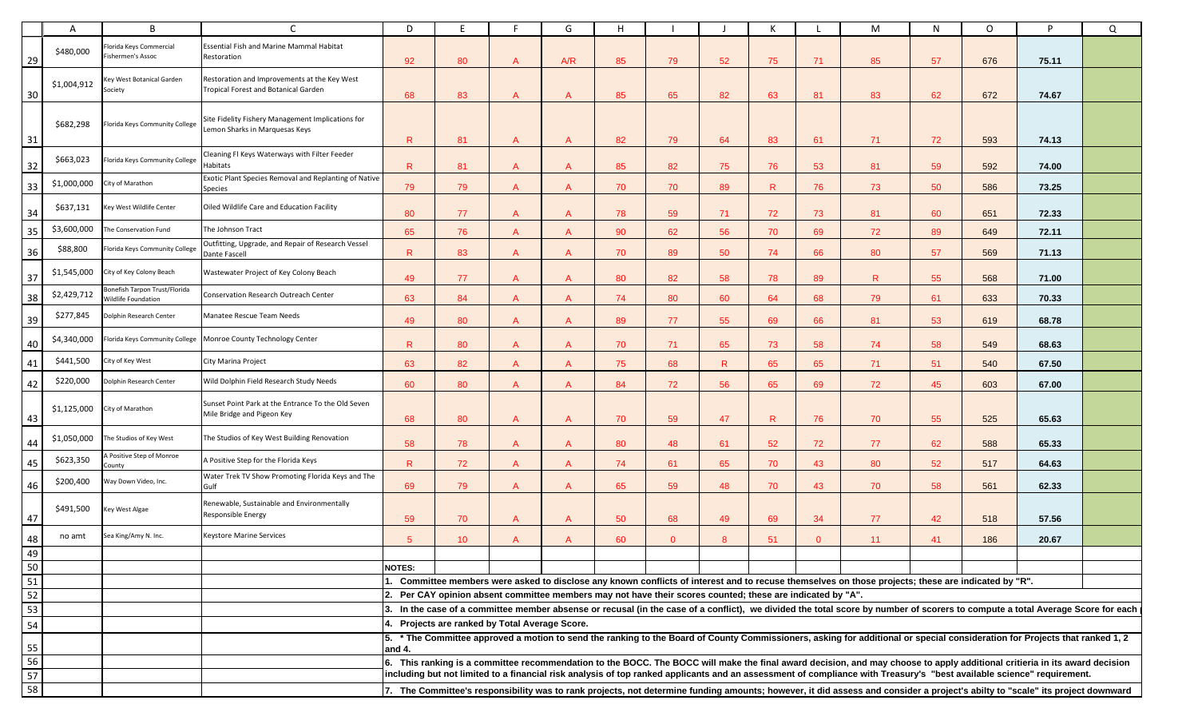| | A | B | C | D | E | F | G | H | I | J | K | L | M | N | O | P | Q |
|---|---|---|---|---|---|---|---|---|---|---|---|---|---|---|---|---|---|
| 29 | $480,000 | Florida Keys Commercial Fishermen's Assoc | Essential Fish and Marine Mammal Habitat Restoration | 92 | 80 | A | A/R | 85 | 79 | 52 | 75 | 71 | 85 | 57 | 676 | 75.11 | |
| 30 | $1,004,912 | Key West Botanical Garden Society | Restoration and Improvements at the Key West Tropical Forest and Botanical Garden | 68 | 83 | A | A | 85 | 65 | 82 | 63 | 81 | 83 | 62 | 672 | 74.67 | |
| 31 | $682,298 | Florida Keys Community College | Site Fidelity Fishery Management Implications for Lemon Sharks in Marquesas Keys | R | 81 | A | A | 82 | 79 | 64 | 83 | 61 | 71 | 72 | 593 | 74.13 | |
| 32 | $663,023 | Florida Keys Community College | Cleaning Fl Keys Waterways with Filter Feeder Habitats | R | 81 | A | A | 85 | 82 | 75 | 76 | 53 | 81 | 59 | 592 | 74.00 | |
| 33 | $1,000,000 | City of Marathon | Exotic Plant Species Removal and Replanting of Native Species | 79 | 79 | A | A | 70 | 70 | 89 | R | 76 | 73 | 50 | 586 | 73.25 | |
| 34 | $637,131 | Key West Wildlife Center | Oiled Wildlife Care and Education Facility | 80 | 77 | A | A | 78 | 59 | 71 | 72 | 73 | 81 | 60 | 651 | 72.33 | |
| 35 | $3,600,000 | The Conservation Fund | The Johnson Tract | 65 | 76 | A | A | 90 | 62 | 56 | 70 | 69 | 72 | 89 | 649 | 72.11 | |
| 36 | $88,800 | Florida Keys Community College | Outfitting, Upgrade, and Repair of Research Vessel Dante Fascell | R | 83 | A | A | 70 | 89 | 50 | 74 | 66 | 80 | 57 | 569 | 71.13 | |
| 37 | $1,545,000 | City of Key Colony Beach | Wastewater Project of Key Colony Beach | 49 | 77 | A | A | 80 | 82 | 58 | 78 | 89 | R | 55 | 568 | 71.00 | |
| 38 | $2,429,712 | Bonefish Tarpon Trust/Florida Wildlife Foundation | Conservation Research Outreach Center | 63 | 84 | A | A | 74 | 80 | 60 | 64 | 68 | 79 | 61 | 633 | 70.33 | |
| 39 | $277,845 | Dolphin Research Center | Manatee Rescue Team Needs | 49 | 80 | A | A | 89 | 77 | 55 | 69 | 66 | 81 | 53 | 619 | 68.78 | |
| 40 | $4,340,000 | Florida Keys Community College | Monroe County Technology Center | R | 80 | A | A | 70 | 71 | 65 | 73 | 58 | 74 | 58 | 549 | 68.63 | |
| 41 | $441,500 | City of Key West | City Marina Project | 63 | 82 | A | A | 75 | 68 | R | 65 | 65 | 71 | 51 | 540 | 67.50 | |
| 42 | $220,000 | Dolphin Research Center | Wild Dolphin Field Research Study Needs | 60 | 80 | A | A | 84 | 72 | 56 | 65 | 69 | 72 | 45 | 603 | 67.00 | |
| 43 | $1,125,000 | City of Marathon | Sunset Point Park at the Entrance To the Old Seven Mile Bridge and Pigeon Key | 68 | 80 | A | A | 70 | 59 | 47 | R | 76 | 70 | 55 | 525 | 65.63 | |
| 44 | $1,050,000 | The Studios of Key West | The Studios of Key West Building Renovation | 58 | 78 | A | A | 80 | 48 | 61 | 52 | 72 | 77 | 62 | 588 | 65.33 | |
| 45 | $623,350 | A Positive Step of Monroe County | A Positive Step for the Florida Keys | R | 72 | A | A | 74 | 61 | 65 | 70 | 43 | 80 | 52 | 517 | 64.63 | |
| 46 | $200,400 | Way Down Video, Inc. | Water Trek TV Show Promoting Florida Keys and The Gulf | 69 | 79 | A | A | 65 | 59 | 48 | 70 | 43 | 70 | 58 | 561 | 62.33 | |
| 47 | $491,500 | Key West Algae | Renewable, Sustainable and Environmentally Responsible Energy | 59 | 70 | A | A | 50 | 68 | 49 | 69 | 34 | 77 | 42 | 518 | 57.56 | |
| 48 | no amt | Sea King/Amy N. Inc. | Keystore Marine Services | 5 | 10 | A | A | 60 | 0 | 8 | 51 | 0 | 11 | 41 | 186 | 20.67 | |

**NOTES:**

1. Committee members were asked to disclose any known conflicts of interest and to recuse themselves on those projects; these are indicated by "R".
2. Per CAY opinion absent committee members may not have their scores counted; these are indicated by "A".
3. In the case of a committee member absense or recusal (in the case of a conflict), we divided the total score by number of scorers to compute a total Average Score for each
4. Projects are ranked by Total Average Score.
5. * The Committee approved a motion to send the ranking to the Board of County Commissioners, asking for additional or special consideration for Projects that ranked 1, 2 and 4.
6. This ranking is a committee recommendation to the BOCC. The BOCC will make the final award decision, and may choose to apply additional critieria in its award decision including but not limited to a financial risk analysis of top ranked applicants and an assessment of compliance with Treasury's "best available science" requirement.
7. The Committee's responsibility was to rank projects, not determine funding amounts; however, it did assess and consider a project's abilty to "scale" its project downward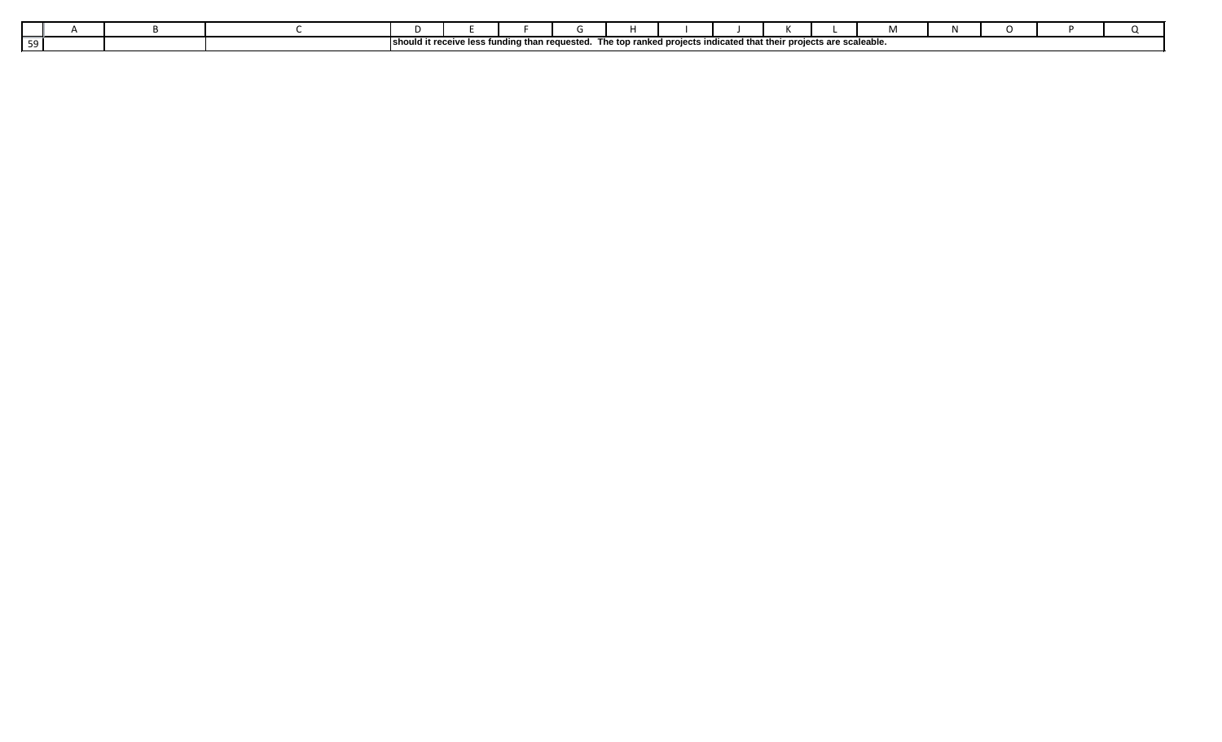should it receive less funding than requested. The top ranked projects indicated that their projects are scaleable.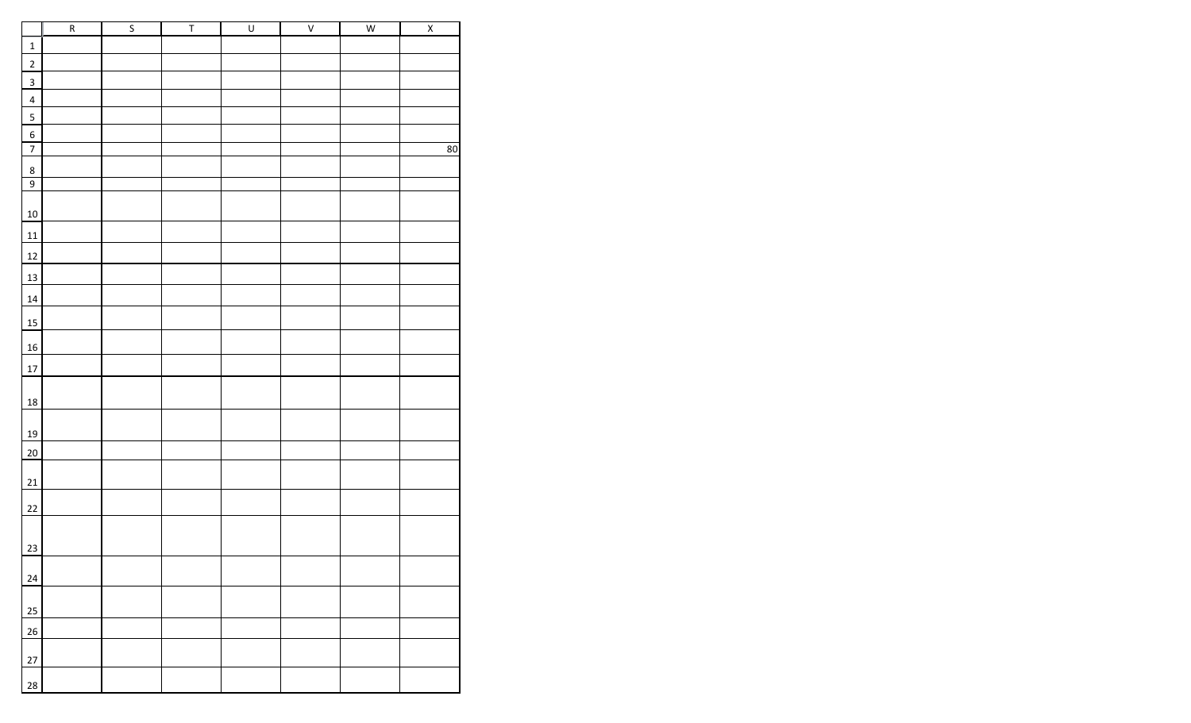| | R | S | T | U | V | W | X |
|---|---|---|---|---|---|---|---|
| 1 | | | | | | | |
| 2 | | | | | | | |
| 3 | | | | | | | |
| 4 | | | | | | | |
| 5 | | | | | | | |
| 6 | | | | | | | |
| 7 | | | | | | | 80 |
| 8 | | | | | | | |
| 9 | | | | | | | |
| 10 | | | | | | | |
| 11 | | | | | | | |
| 12 | | | | | | | |
| 13 | | | | | | | |
| 14 | | | | | | | |
| 15 | | | | | | | |
| 16 | | | | | | | |
| 17 | | | | | | | |
| 18 | | | | | | | |
| 19 | | | | | | | |
| 20 | | | | | | | |
| 21 | | | | | | | |
| 22 | | | | | | | |
| 23 | | | | | | | |
| 24 | | | | | | | |
| 25 | | | | | | | |
| 26 | | | | | | | |
| 27 | | | | | | | |
| 28 | | | | | | | |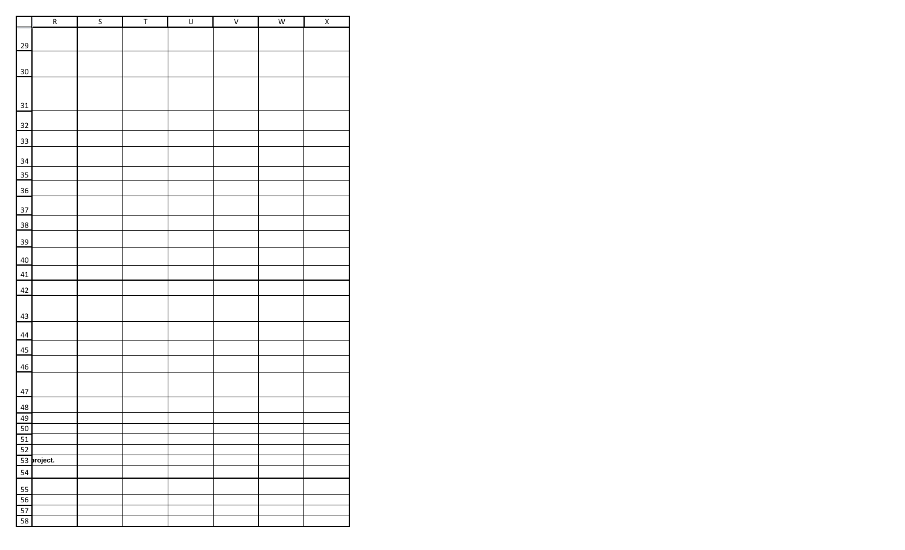| | R | S | T | U | V | W | X |
|---|---|---|---|---|---|---|---|
| 29 | | | | | | | |
| 30 | | | | | | | |
| 31 | | | | | | | |
| 32 | | | | | | | |
| 33 | | | | | | | |
| 34 | | | | | | | |
| 35 | | | | | | | |
| 36 | | | | | | | |
| 37 | | | | | | | |
| 38 | | | | | | | |
| 39 | | | | | | | |
| 40 | | | | | | | |
| 41 | | | | | | | |
| 42 | | | | | | | |
| 43 | | | | | | | |
| 44 | | | | | | | |
| 45 | | | | | | | |
| 46 | | | | | | | |
| 47 | | | | | | | |
| 48 | | | | | | | |
| 49 | | | | | | | |
| 50 | | | | | | | |
| 51 | | | | | | | |
| 52 | | | | | | | |
| 53 | **project.** | | | | | | |
| 54 | | | | | | | |
| 55 | | | | | | | |
| 56 | | | | | | | |
| 57 | | | | | | | |
| 58 | | | | | | | |